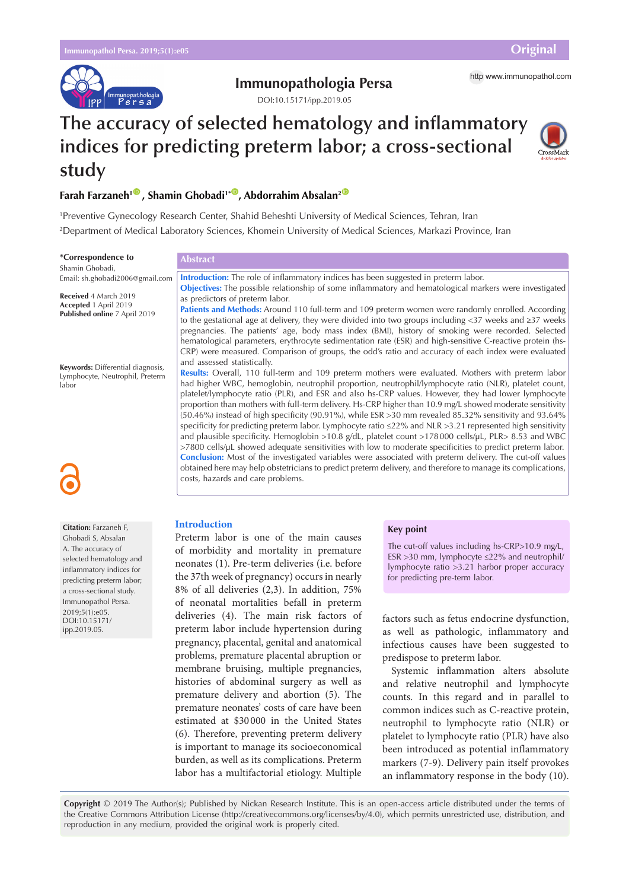# The accuracy of selected hematology and inflammatory indices for predicting preterm labor; a cross-sectional study

**Farah Farzaneh**[1], **Shamin Ghobadi**[1*], **Abdorrahim Absalan**[2]

[1]Preventive Gynecology Research Center, Shahid Beheshti University of Medical Sciences, Tehran, Iran

[2]Department of Medical Laboratory Sciences, Khomein University of Medical Sciences, Markazi Province, Iran

**\*Correspondence to**
Shamin Ghobadi,
Email: sh.ghobadi2006@gmail.com

**Received** 4 March 2019
**Accepted** 1 April 2019
**Published online** 7 April 2019

**Keywords:** Differential diagnosis, Lymphocyte, Neutrophil, Preterm labor

## Abstract

**Introduction:** The role of inflammatory indices has been suggested in preterm labor.

**Objectives:** The possible relationship of some inflammatory and hematological markers were investigated as predictors of preterm labor.

**Patients and Methods:** Around 110 full-term and 109 preterm women were randomly enrolled. According to the gestational age at delivery, they were divided into two groups including <37 weeks and ≥37 weeks pregnancies. The patients' age, body mass index (BMI), history of smoking were recorded. Selected hematological parameters, erythrocyte sedimentation rate (ESR) and high-sensitive C-reactive protein (hs-CRP) were measured. Comparison of groups, the odd's ratio and accuracy of each index were evaluated and assessed statistically.

**Results:** Overall, 110 full-term and 109 preterm mothers were evaluated. Mothers with preterm labor had higher WBC, hemoglobin, neutrophil proportion, neutrophil/lymphocyte ratio (NLR), platelet count, platelet/lymphocyte ratio (PLR), and ESR and also hs-CRP values. However, they had lower lymphocyte proportion than mothers with full-term delivery. Hs-CRP higher than 10.9 mg/L showed moderate sensitivity (50.46%) instead of high specificity (90.91%), while ESR >30 mm revealed 85.32% sensitivity and 93.64% specificity for predicting preterm labor. Lymphocyte ratio ≤22% and NLR >3.21 represented high sensitivity and plausible specificity. Hemoglobin >10.8 g/dL, platelet count >178 000 cells/µL, PLR> 8.53 and WBC >7800 cells/µL showed adequate sensitivities with low to moderate specificities to predict preterm labor.

**Conclusion:** Most of the investigated variables were associated with preterm delivery. The cut-off values obtained here may help obstetricians to predict preterm delivery, and therefore to manage its complications, costs, hazards and care problems.

**Citation:** Farzaneh F, Ghobadi S, Absalan A. The accuracy of selected hematology and inflammatory indices for predicting preterm labor; a cross-sectional study. Immunopathol Persa. 2019;5(1):e05. DOI:10.15171/ipp.2019.05.

## Key point

The cut-off values including hs-CRP>10.9 mg/L, ESR >30 mm, lymphocyte ≤22% and neutrophil/lymphocyte ratio >3.21 harbor proper accuracy for predicting pre-term labor.

## Introduction

Preterm labor is one of the main causes of morbidity and mortality in premature neonates (1). Pre-term deliveries (i.e. before the 37th week of pregnancy) occurs in nearly 8% of all deliveries (2,3). In addition, 75% of neonatal mortalities befall in preterm deliveries (4). The main risk factors of preterm labor include hypertension during pregnancy, placental, genital and anatomical problems, premature placental abruption or membrane bruising, multiple pregnancies, histories of abdominal surgery as well as premature delivery and abortion (5). The premature neonates' costs of care have been estimated at $30 000 in the United States (6). Therefore, preventing preterm delivery is important to manage its socioeconomical burden, as well as its complications. Preterm labor has a multifactorial etiology. Multiple factors such as fetus endocrine dysfunction, as well as pathologic, inflammatory and infectious causes have been suggested to predispose to preterm labor.

Systemic inflammation alters absolute and relative neutrophil and lymphocyte counts. In this regard and in parallel to common indices such as C-reactive protein, neutrophil to lymphocyte ratio (NLR) or platelet to lymphocyte ratio (PLR) have also been introduced as potential inflammatory markers (7-9). Delivery pain itself provokes an inflammatory response in the body (10).

**Copyright** © 2019 The Author(s); Published by Nickan Research Institute. This is an open-access article distributed under the terms of the Creative Commons Attribution License (http://creativecommons.org/licenses/by/4.0), which permits unrestricted use, distribution, and reproduction in any medium, provided the original work is properly cited.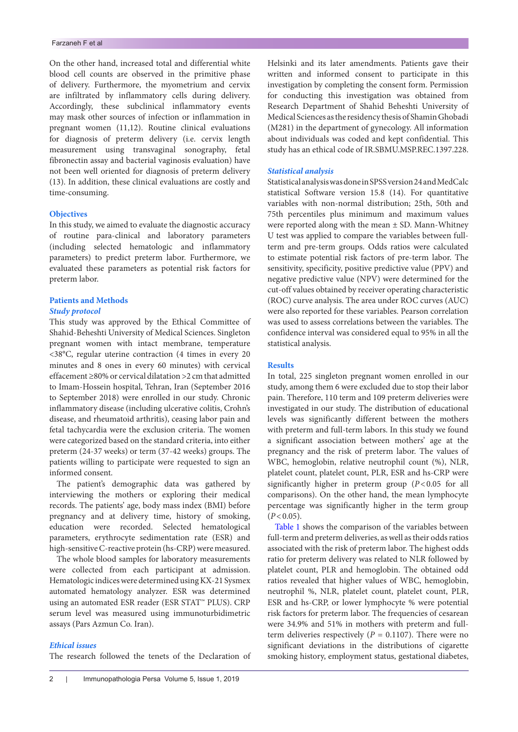On the other hand, increased total and differential white blood cell counts are observed in the primitive phase of delivery. Furthermore, the myometrium and cervix are infiltrated by inflammatory cells during delivery. Accordingly, these subclinical inflammatory events may mask other sources of infection or inflammation in pregnant women (11,12). Routine clinical evaluations for diagnosis of preterm delivery (i.e. cervix length measurement using transvaginal sonography, fetal fibronectin assay and bacterial vaginosis evaluation) have not been well oriented for diagnosis of preterm delivery (13). In addition, these clinical evaluations are costly and time-consuming.

## Objectives

In this study, we aimed to evaluate the diagnostic accuracy of routine para-clinical and laboratory parameters (including selected hematologic and inflammatory parameters) to predict preterm labor. Furthermore, we evaluated these parameters as potential risk factors for preterm labor.

## Patients and Methods

### Study protocol

This study was approved by the Ethical Committee of Shahid-Beheshti University of Medical Sciences. Singleton pregnant women with intact membrane, temperature <38°C, regular uterine contraction (4 times in every 20 minutes and 8 ones in every 60 minutes) with cervical effacement ≥80% or cervical dilatation >2 cm that admitted to Imam-Hossein hospital, Tehran, Iran (September 2016 to September 2018) were enrolled in our study. Chronic inflammatory disease (including ulcerative colitis, Crohn's disease, and rheumatoid arthritis), ceasing labor pain and fetal tachycardia were the exclusion criteria. The women were categorized based on the standard criteria, into either preterm (24-37 weeks) or term (37-42 weeks) groups. The patients willing to participate were requested to sign an informed consent.

The patient's demographic data was gathered by interviewing the mothers or exploring their medical records. The patients' age, body mass index (BMI) before pregnancy and at delivery time, history of smoking, education were recorded. Selected hematological parameters, erythrocyte sedimentation rate (ESR) and high-sensitive C-reactive protein (hs-CRP) were measured.

The whole blood samples for laboratory measurements were collected from each participant at admission. Hematologic indices were determined using KX-21 Sysmex automated hematology analyzer. ESR was determined using an automated ESR reader (ESR STAT™ PLUS). CRP serum level was measured using immunoturbidimetric assays (Pars Azmun Co. Iran).

### Ethical issues

The research followed the tenets of the Declaration of Helsinki and its later amendments. Patients gave their written and informed consent to participate in this investigation by completing the consent form. Permission for conducting this investigation was obtained from Research Department of Shahid Beheshti University of Medical Sciences as the residency thesis of Shamin Ghobadi (M281) in the department of gynecology. All information about individuals was coded and kept confidential. This study has an ethical code of IR.SBMU.MSP.REC.1397.228.

### Statistical analysis

Statistical analysis was done in SPSS version 24 and MedCalc statistical Software version 15.8 (14). For quantitative variables with non-normal distribution; 25th, 50th and 75th percentiles plus minimum and maximum values were reported along with the mean ± SD. Mann-Whitney U test was applied to compare the variables between full-term and pre-term groups. Odds ratios were calculated to estimate potential risk factors of pre-term labor. The sensitivity, specificity, positive predictive value (PPV) and negative predictive value (NPV) were determined for the cut-off values obtained by receiver operating characteristic (ROC) curve analysis. The area under ROC curves (AUC) were also reported for these variables. Pearson correlation was used to assess correlations between the variables. The confidence interval was considered equal to 95% in all the statistical analysis.

## Results

In total, 225 singleton pregnant women enrolled in our study, among them 6 were excluded due to stop their labor pain. Therefore, 110 term and 109 preterm deliveries were investigated in our study. The distribution of educational levels was significantly different between the mothers with preterm and full-term labors. In this study we found a significant association between mothers' age at the pregnancy and the risk of preterm labor. The values of WBC, hemoglobin, relative neutrophil count (%), NLR, platelet count, platelet count, PLR, ESR and hs-CRP were significantly higher in preterm group ($P<0.05$ for all comparisons). On the other hand, the mean lymphocyte percentage was significantly higher in the term group ($P<0.05$).

Table 1 shows the comparison of the variables between full-term and preterm deliveries, as well as their odds ratios associated with the risk of preterm labor. The highest odds ratio for preterm delivery was related to NLR followed by platelet count, PLR and hemoglobin. The obtained odd ratios revealed that higher values of WBC, hemoglobin, neutrophil %, NLR, platelet count, platelet count, PLR, ESR and hs-CRP, or lower lymphocyte % were potential risk factors for preterm labor. The frequencies of cesarean were 34.9% and 51% in mothers with preterm and full-term deliveries respectively ($P = 0.1107$). There were no significant deviations in the distributions of cigarette smoking history, employment status, gestational diabetes,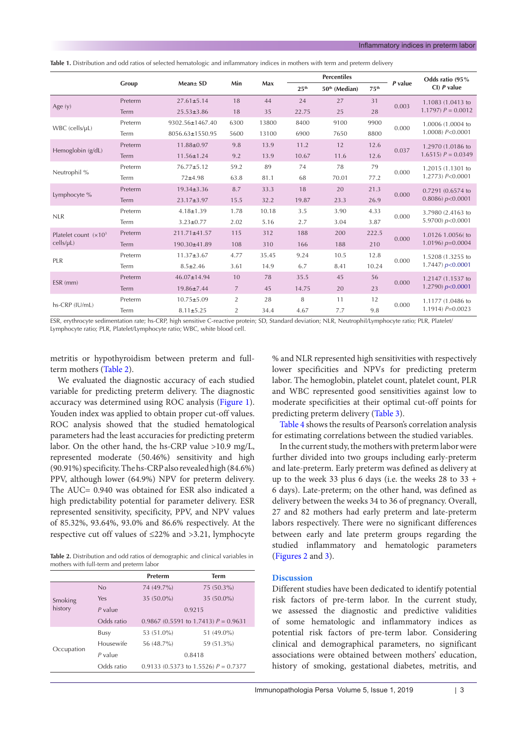**Table 1.** Distribution and odd ratios of selected hematologic and inflammatory indices in mothers with term and preterm delivery

| | Group | Mean± SD | Min | Max | Percentiles | | | P value | Odds ratio (95% CI) P value |
|---|---|---|---|---|---|---|---|---|---|
| | | | | | 25[th] | 50[th] (Median) | 75[th] | | |
| Age (y) | Preterm | 27.61±5.14 | 18 | 44 | 24 | 27 | 31 | 0.003 | 1.1083 (1.0413 to 1.1797) $P = 0.0012$ |
| | Term | 25.53±3.86 | 18 | 35 | 22.75 | 25 | 28 | | |
| WBC (cells/µL) | Preterm | 9302.56±1467.40 | 6300 | 13800 | 8400 | 9100 | 9900 | 0.000 | 1.0006 (1.0004 to 1.0008) $P<0.0001$ |
| | Term | 8056.63±1550.95 | 5600 | 13100 | 6900 | 7650 | 8800 | | |
| Hemoglobin (g/dL) | Preterm | 11.88±0.97 | 9.8 | 13.9 | 11.2 | 12 | 12.6 | 0.037 | 1.2970 (1.0186 to 1.6515) $P = 0.0349$ |
| | Term | 11.56±1.24 | 9.2 | 13.9 | 10.67 | 11.6 | 12.6 | | |
| Neutrophil % | Preterm | 76.77±5.12 | 59.2 | 89 | 74 | 78 | 79 | 0.000 | 1.2015 (1.1301 to 1.2773) $P<0.0001$ |
| | Term | 72±4.98 | 63.8 | 81.1 | 68 | 70.01 | 77.2 | | |
| Lymphocyte % | Preterm | 19.34±3.36 | 8.7 | 33.3 | 18 | 20 | 21.3 | 0.000 | 0.7291 (0.6574 to 0.8086) $p<0.0001$ |
| | Term | 23.17±3.97 | 15.5 | 32.2 | 19.87 | 23.3 | 26.9 | | |
| NLR | Preterm | 4.18±1.39 | 1.78 | 10.18 | 3.5 | 3.90 | 4.33 | 0.000 | 3.7980 (2.4163 to 5.9700) $p<0.0001$ |
| | Term | 3.23±0.77 | 2.02 | 5.16 | 2.7 | 3.04 | 3.87 | | |
| Platelet count (×10³ cells/µL) | Preterm | 211.71±41.57 | 115 | 312 | 188 | 200 | 222.5 | 0.000 | 1.0126 1.0056( to 1.0196) $p=0.0004$ |
| | Term | 190.30±41.89 | 108 | 310 | 166 | 188 | 210 | | |
| PLR | Preterm | 11.37±3.67 | 4.77 | 35.45 | 9.24 | 10.5 | 12.8 | 0.000 | 1.5208 (1.3255 to 1.7447) $p<0.0001$ |
| | Term | 8.5±2.46 | 3.61 | 14.9 | 6.7 | 8.41 | 10.24 | | |
| ESR (mm) | Preterm | 46.07±14.94 | 10 | 78 | 35.5 | 45 | 56 | 0.000 | 1.2147 (1.1537 to 1.2790) $p<0.0001$ |
| | Term | 19.86±7.44 | 7 | 45 | 14.75 | 20 | 23 | | |
| hs-CRP (IU/mL) | Preterm | 10.75±5.09 | 2 | 28 | 8 | 11 | 12 | 0.000 | 1.1177 (1.0486 to 1.1914) $P=0.0023$ |
| | Term | 8.11±5.25 | 2 | 34.4 | 4.67 | 7.7 | 9.8 | | |

ESR, erythrocyte sedimentation rate; hs-CRP, high sensitive C-reactive protein; SD, Standard deviation; NLR, Neutrophil/Lymphocyte ratio; PLR, Platelet/Lymphocyte ratio; PLR, Platelet/Lymphocyte ratio; WBC, white blood cell.

metritis or hypothyroidism between preterm and full-term mothers (Table 2).

We evaluated the diagnostic accuracy of each studied variable for predicting preterm delivery. The diagnostic accuracy was determined using ROC analysis (Figure 1). Youden index was applied to obtain proper cut-off values. ROC analysis showed that the studied hematological parameters had the least accuracies for predicting preterm labor. On the other hand, the hs-CRP value >10.9 mg/L, represented moderate (50.46%) sensitivity and high (90.91%) specificity. The hs-CRP also revealed high (84.6%) PPV, although lower (64.9%) NPV for preterm delivery. The AUC= 0.940 was obtained for ESR also indicated a high predictability potential for parameter delivery. ESR represented sensitivity, specificity, PPV, and NPV values of 85.32%, 93.64%, 93.0% and 86.6% respectively. At the respective cut off values of ≤22% and >3.21, lymphocyte % and NLR represented high sensitivities with respectively lower specificities and NPVs for predicting preterm labor. The hemoglobin, platelet count, platelet count, PLR and WBC represented good sensitivities against low to moderate specificities at their optimal cut-off points for predicting preterm delivery (Table 3).

**Table 2.** Distribution and odd ratios of demographic and clinical variables in mothers with full-term and preterm labor

| | | Preterm | Term |
|---|---|---|---|
| Smoking history | No | 74 (49.7%) | 75 (50.3%) |
| | Yes | 35 (50.0%) | 35 (50.0%) |
| | P value | 0.9215 | |
| | Odds ratio | 0.9867 (0.5591 to 1.7413) $P = 0.9631$ | |
| Occupation | Busy | 53 (51.0%) | 51 (49.0%) |
| | Housewife | 56 (48.7%) | 59 (51.3%) |
| | P value | 0.8418 | |
| | Odds ratio | 0.9133 (0.5373 to 1.5526) $P = 0.7377$ | |

Table 4 shows the results of Pearson's correlation analysis for estimating correlations between the studied variables.

In the current study, the mothers with preterm labor were further divided into two groups including early-preterm and late-preterm. Early preterm was defined as delivery at up to the week 33 plus 6 days (i.e. the weeks 28 to 33 + 6 days). Late-preterm; on the other hand, was defined as delivery between the weeks 34 to 36 of pregnancy. Overall, 27 and 82 mothers had early preterm and late-preterm labors respectively. There were no significant differences between early and late preterm groups regarding the studied inflammatory and hematologic parameters (Figures 2 and 3).

## Discussion

Different studies have been dedicated to identify potential risk factors of pre-term labor. In the current study, we assessed the diagnostic and predictive validities of some hematologic and inflammatory indices as potential risk factors of pre-term labor. Considering clinical and demographical parameters, no significant associations were obtained between mothers' education, history of smoking, gestational diabetes, metritis, and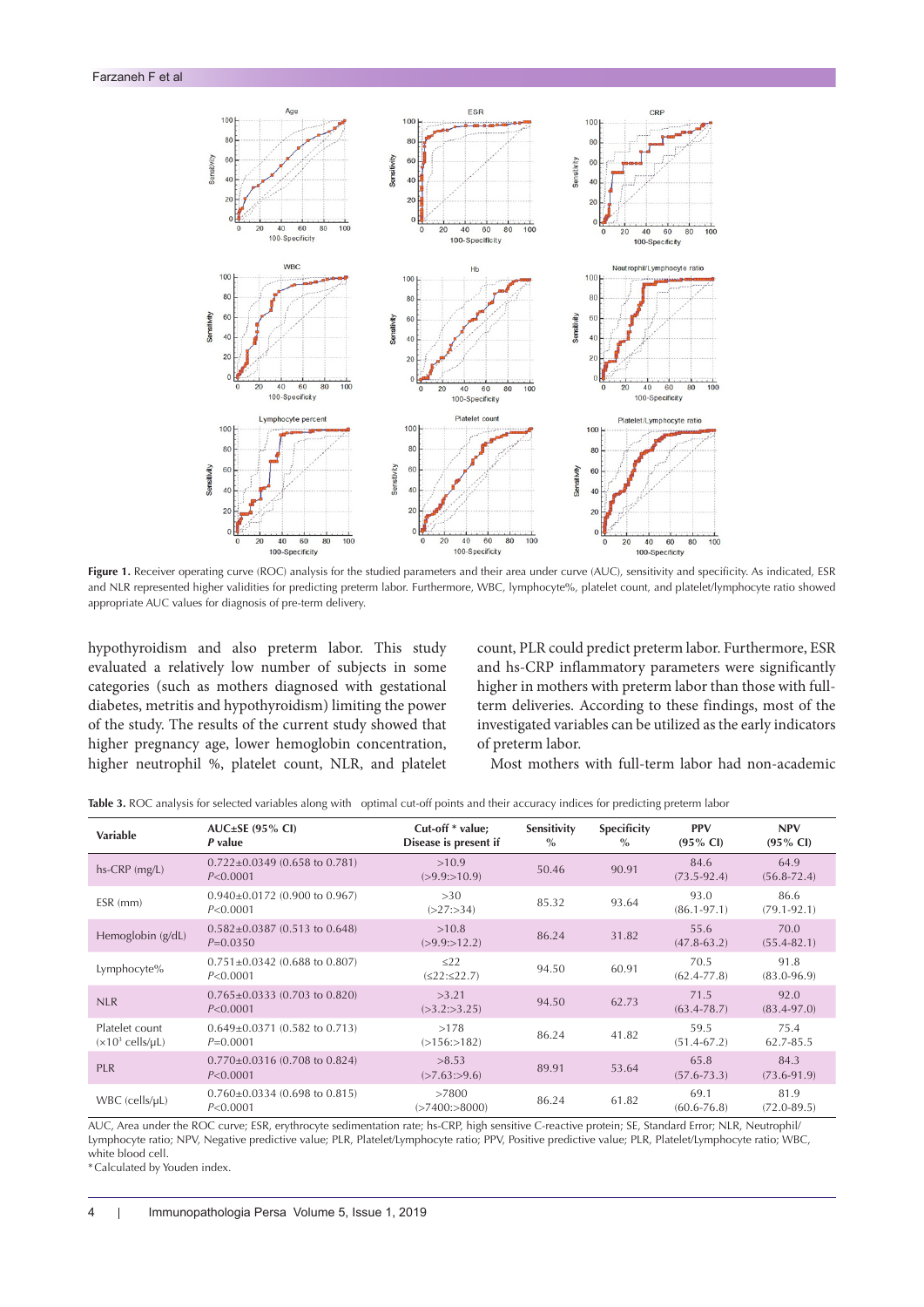**Figure 1.** Receiver operating curve (ROC) analysis for the studied parameters and their area under curve (AUC), sensitivity and specificity. As indicated, ESR and NLR represented higher validities for predicting preterm labor. Furthermore, WBC, lymphocyte%, platelet count, and platelet/lymphocyte ratio showed appropriate AUC values for diagnosis of pre-term delivery.

hypothyroidism and also preterm labor. This study evaluated a relatively low number of subjects in some categories (such as mothers diagnosed with gestational diabetes, metritis and hypothyroidism) limiting the power of the study. The results of the current study showed that higher pregnancy age, lower hemoglobin concentration, higher neutrophil %, platelet count, NLR, and platelet count, PLR could predict preterm labor. Furthermore, ESR and hs-CRP inflammatory parameters were significantly higher in mothers with preterm labor than those with full-term deliveries. According to these findings, most of the investigated variables can be utilized as the early indicators of preterm labor.

Most mothers with full-term labor had non-academic

**Table 3.** ROC analysis for selected variables along with optimal cut-off points and their accuracy indices for predicting preterm labor

| Variable | AUC±SE (95% CI) *P* value | Cut-off * value; Disease is present if | Sensitivity % | Specificity % | PPV (95% CI) | NPV (95% CI) |
|---|---|---|---|---|---|---|
| hs-CRP (mg/L) | 0.722±0.0349 (0.658 to 0.781) *P*<0.0001 | >10.9 (>9.9:>10.9) | 50.46 | 90.91 | 84.6 (73.5-92.4) | 64.9 (56.8-72.4) |
| ESR (mm) | 0.940±0.0172 (0.900 to 0.967) *P*<0.0001 | >30 (>27:>34) | 85.32 | 93.64 | 93.0 (86.1-97.1) | 86.6 (79.1-92.1) |
| Hemoglobin (g/dL) | 0.582±0.0387 (0.513 to 0.648) *P*=0.0350 | >10.8 (>9.9:>12.2) | 86.24 | 31.82 | 55.6 (47.8-63.2) | 70.0 (55.4-82.1) |
| Lymphocyte% | 0.751±0.0342 (0.688 to 0.807) *P*<0.0001 | ≤22 (≤22:≤22.7) | 94.50 | 60.91 | 70.5 (62.4-77.8) | 91.8 (83.0-96.9) |
| NLR | 0.765±0.0333 (0.703 to 0.820) *P*<0.0001 | >3.21 (>3.2:>3.25) | 94.50 | 62.73 | 71.5 (63.4-78.7) | 92.0 (83.4-97.0) |
| Platelet count ($\times10^3$ cells/μL) | 0.649±0.0371 (0.582 to 0.713) *P*=0.0001 | >178 (>156:>182) | 86.24 | 41.82 | 59.5 (51.4-67.2) | 75.4 62.7-85.5 |
| PLR | 0.770±0.0316 (0.708 to 0.824) *P*<0.0001 | >8.53 (>7.63:>9.6) | 89.91 | 53.64 | 65.8 (57.6-73.3) | 84.3 (73.6-91.9) |
| WBC (cells/μL) | 0.760±0.0334 (0.698 to 0.815) *P*<0.0001 | >7800 (>7400:>8000) | 86.24 | 61.82 | 69.1 (60.6-76.8) | 81.9 (72.0-89.5) |

AUC, Area under the ROC curve; ESR, erythrocyte sedimentation rate; hs-CRP, high sensitive C-reactive protein; SE, Standard Error; NLR, Neutrophil/Lymphocyte ratio; NPV, Negative predictive value; PLR, Platelet/Lymphocyte ratio; PPV, Positive predictive value; PLR, Platelet/Lymphocyte ratio; WBC, white blood cell.
*Calculated by Youden index.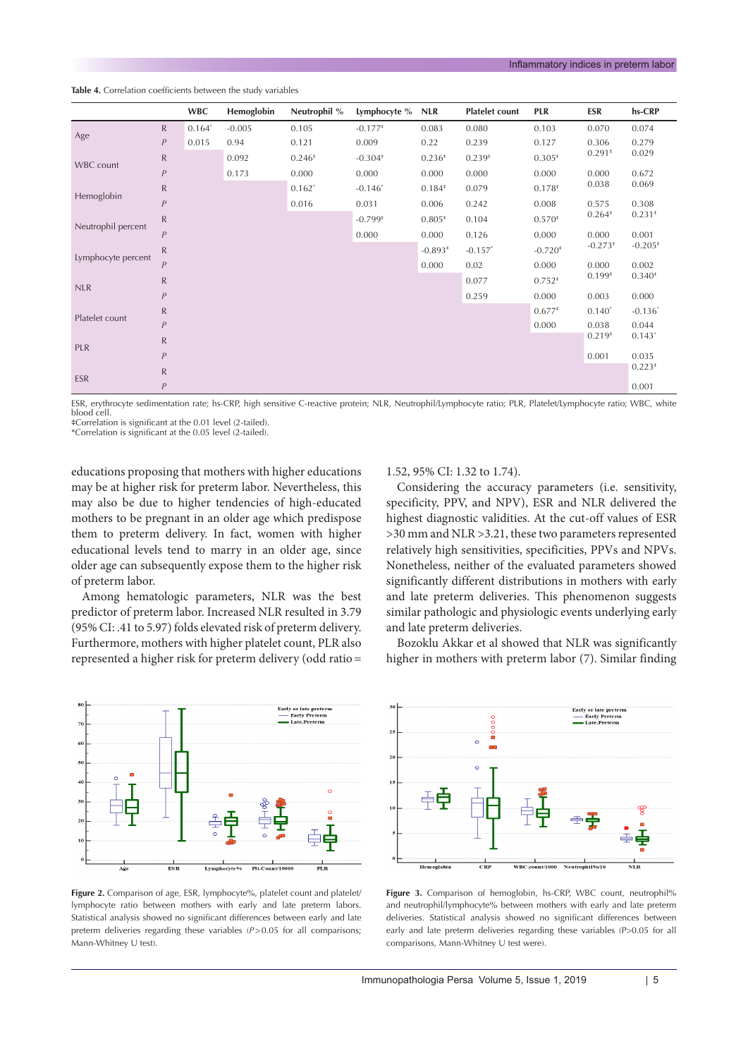**Table 4.** Correlation coefficients between the study variables

| | | WBC | Hemoglobin | Neutrophil % | Lymphocyte % | NLR | Platelet count | PLR | ESR | hs-CRP |
|---|---|---|---|---|---|---|---|---|---|---|
| Age | R | 0.164* | -0.005 | 0.105 | -0.177‡ | 0.083 | 0.080 | 0.103 | 0.070 | 0.074 |
| | *P* | 0.015 | 0.94 | 0.121 | 0.009 | 0.22 | 0.239 | 0.127 | 0.306 | 0.279 |
| WBC count | R | | 0.092 | 0.246‡ | -0.304‡ | 0.236‡ | 0.239‡ | 0.305‡ | 0.291‡ | 0.029 |
| | *P* | | 0.173 | 0.000 | 0.000 | 0.000 | 0.000 | 0.000 | 0.000 | 0.672 |
| Hemoglobin | R | | | 0.162* | -0.146* | 0.184‡ | 0.079 | 0.178‡ | 0.038 | 0.069 |
| | *P* | | | 0.016 | 0.031 | 0.006 | 0.242 | 0.008 | 0.575 | 0.308 |
| Neutrophil percent | R | | | | -0.799‡ | 0.805‡ | 0.104 | 0.570‡ | 0.264‡ | 0.231‡ |
| | *P* | | | | 0.000 | 0.000 | 0.126 | 0.000 | 0.000 | 0.001 |
| Lymphocyte percent | R | | | | | -0.893‡ | -0.157* | -0.720‡ | -0.273‡ | -0.205‡ |
| | *P* | | | | | 0.000 | 0.02 | 0.000 | 0.000 | 0.002 |
| NLR | R | | | | | | 0.077 | 0.752‡ | 0.199‡ | 0.340‡ |
| | *P* | | | | | | 0.259 | 0.000 | 0.003 | 0.000 |
| Platelet count | R | | | | | | | 0.677‡ | 0.140* | -0.136* |
| | *P* | | | | | | | 0.000 | 0.038 | 0.044 |
| PLR | R | | | | | | | | 0.219‡ | 0.143* |
| | *P* | | | | | | | | 0.001 | 0.035 |
| ESR | R | | | | | | | | | 0.223‡ |
| | *P* | | | | | | | | | 0.001 |

ESR, erythrocyte sedimentation rate; hs-CRP, high sensitive C-reactive protein; NLR, Neutrophil/Lymphocyte ratio; PLR, Platelet/Lymphocyte ratio; WBC, white blood cell.
‡Correlation is significant at the 0.01 level (2-tailed).
*Correlation is significant at the 0.05 level (2-tailed).

educations proposing that mothers with higher educations may be at higher risk for preterm labor. Nevertheless, this may also be due to higher tendencies of high-educated mothers to be pregnant in an older age which predispose them to preterm delivery. In fact, women with higher educational levels tend to marry in an older age, since older age can subsequently expose them to the higher risk of preterm labor.

Among hematologic parameters, NLR was the best predictor of preterm labor. Increased NLR resulted in 3.79 (95% CI: .41 to 5.97) folds elevated risk of preterm delivery. Furthermore, mothers with higher platelet count, PLR also represented a higher risk for preterm delivery (odd ratio = 1.52, 95% CI: 1.32 to 1.74).

Considering the accuracy parameters (i.e. sensitivity, specificity, PPV, and NPV), ESR and NLR delivered the highest diagnostic validities. At the cut-off values of ESR >30 mm and NLR >3.21, these two parameters represented relatively high sensitivities, specificities, PPVs and NPVs. Nonetheless, neither of the evaluated parameters showed significantly different distributions in mothers with early and late preterm deliveries. This phenomenon suggests similar pathologic and physiologic events underlying early and late preterm deliveries.

Bozoklu Akkar et al showed that NLR was significantly higher in mothers with preterm labor (7). Similar finding

**Figure 2.** Comparison of age, ESR, lymphocyte%, platelet count and platelet/lymphocyte ratio between mothers with early and late preterm labors. Statistical analysis showed no significant differences between early and late preterm deliveries regarding these variables ($P$>0.05 for all comparisons; Mann-Whitney U test).

**Figure 3.** Comparison of hemoglobin, hs-CRP, WBC count, neutrophil% and neutrophil/lymphocyte% between mothers with early and late preterm deliveries. Statistical analysis showed no significant differences between early and late preterm deliveries regarding these variables (P>0.05 for all comparisons, Mann-Whitney U test were).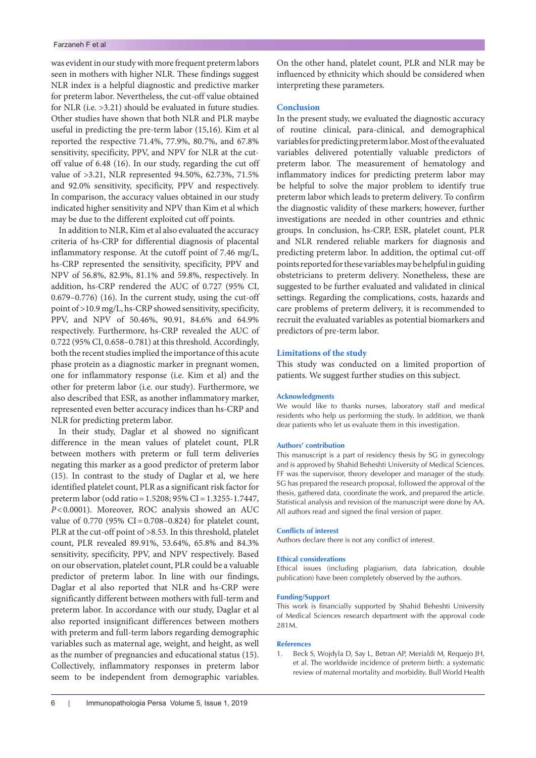was evident in our study with more frequent preterm labors seen in mothers with higher NLR. These findings suggest NLR index is a helpful diagnostic and predictive marker for preterm labor. Nevertheless, the cut-off value obtained for NLR (i.e. >3.21) should be evaluated in future studies. Other studies have shown that both NLR and PLR maybe useful in predicting the pre-term labor (15,16). Kim et al reported the respective 71.4%, 77.9%, 80.7%, and 67.8% sensitivity, specificity, PPV, and NPV for NLR at the cut-off value of 6.48 (16). In our study, regarding the cut off value of >3.21, NLR represented 94.50%, 62.73%, 71.5% and 92.0% sensitivity, specificity, PPV and respectively. In comparison, the accuracy values obtained in our study indicated higher sensitivity and NPV than Kim et al which may be due to the different exploited cut off points.

In addition to NLR, Kim et al also evaluated the accuracy criteria of hs-CRP for differential diagnosis of placental inflammatory response. At the cutoff point of 7.46 mg/L, hs-CRP represented the sensitivity, specificity, PPV and NPV of 56.8%, 82.9%, 81.1% and 59.8%, respectively. In addition, hs-CRP rendered the AUC of 0.727 (95% CI, 0.679–0.776) (16). In the current study, using the cut-off point of >10.9 mg/L, hs-CRP showed sensitivity, specificity, PPV, and NPV of 50.46%, 90.91, 84.6% and 64.9% respectively. Furthermore, hs-CRP revealed the AUC of 0.722 (95% CI, 0.658–0.781) at this threshold. Accordingly, both the recent studies implied the importance of this acute phase protein as a diagnostic marker in pregnant women, one for inflammatory response (i.e. Kim et al) and the other for preterm labor (i.e. our study). Furthermore, we also described that ESR, as another inflammatory marker, represented even better accuracy indices than hs-CRP and NLR for predicting preterm labor.

In their study, Daglar et al showed no significant difference in the mean values of platelet count, PLR between mothers with preterm or full term deliveries negating this marker as a good predictor of preterm labor (15). In contrast to the study of Daglar et al, we here identified platelet count, PLR as a significant risk factor for preterm labor (odd ratio = 1.5208; 95% CI = 1.3255-1.7447, $P$ < 0.0001). Moreover, ROC analysis showed an AUC value of 0.770 (95% CI = 0.708–0.824) for platelet count, PLR at the cut-off point of >8.53. In this threshold, platelet count, PLR revealed 89.91%, 53.64%, 65.8% and 84.3% sensitivity, specificity, PPV, and NPV respectively. Based on our observation, platelet count, PLR could be a valuable predictor of preterm labor. In line with our findings, Daglar et al also reported that NLR and hs-CRP were significantly different between mothers with full-term and preterm labor. In accordance with our study, Daglar et al also reported insignificant differences between mothers with preterm and full-term labors regarding demographic variables such as maternal age, weight, and height, as well as the number of pregnancies and educational status (15). Collectively, inflammatory responses in preterm labor seem to be independent from demographic variables. On the other hand, platelet count, PLR and NLR may be influenced by ethnicity which should be considered when interpreting these parameters.

## Conclusion

In the present study, we evaluated the diagnostic accuracy of routine clinical, para-clinical, and demographical variables for predicting preterm labor. Most of the evaluated variables delivered potentially valuable predictors of preterm labor. The measurement of hematology and inflammatory indices for predicting preterm labor may be helpful to solve the major problem to identify true preterm labor which leads to preterm delivery. To confirm the diagnostic validity of these markers; however, further investigations are needed in other countries and ethnic groups. In conclusion, hs-CRP, ESR, platelet count, PLR and NLR rendered reliable markers for diagnosis and predicting preterm labor. In addition, the optimal cut-off points reported for these variables may be helpful in guiding obstetricians to preterm delivery. Nonetheless, these are suggested to be further evaluated and validated in clinical settings. Regarding the complications, costs, hazards and care problems of preterm delivery, it is recommended to recruit the evaluated variables as potential biomarkers and predictors of pre-term labor.

## Limitations of the study

This study was conducted on a limited proportion of patients. We suggest further studies on this subject.

### Acknowledgments

We would like to thanks nurses, laboratory staff and medical residents who help us performing the study. In addition, we thank dear patients who let us evaluate them in this investigation.

### Authors' contribution

This manuscript is a part of residency thesis by SG in gynecology and is approved by Shahid Beheshti University of Medical Sciences. FF was the supervisor, theory developer and manager of the study. SG has prepared the research proposal, followed the approval of the thesis, gathered data, coordinate the work, and prepared the article. Statistical analysis and revision of the manuscript were done by AA. All authors read and signed the final version of paper.

### Conflicts of interest

Authors declare there is not any conflict of interest.

### Ethical considerations

Ethical issues (including plagiarism, data fabrication, double publication) have been completely observed by the authors.

### Funding/Support

This work is financially supported by Shahid Beheshti University of Medical Sciences research department with the approval code 281M.

### References

1. Beck S, Wojdyla D, Say L, Betran AP, Merialdi M, Requejo JH, et al. The worldwide incidence of preterm birth: a systematic review of maternal mortality and morbidity. Bull World Health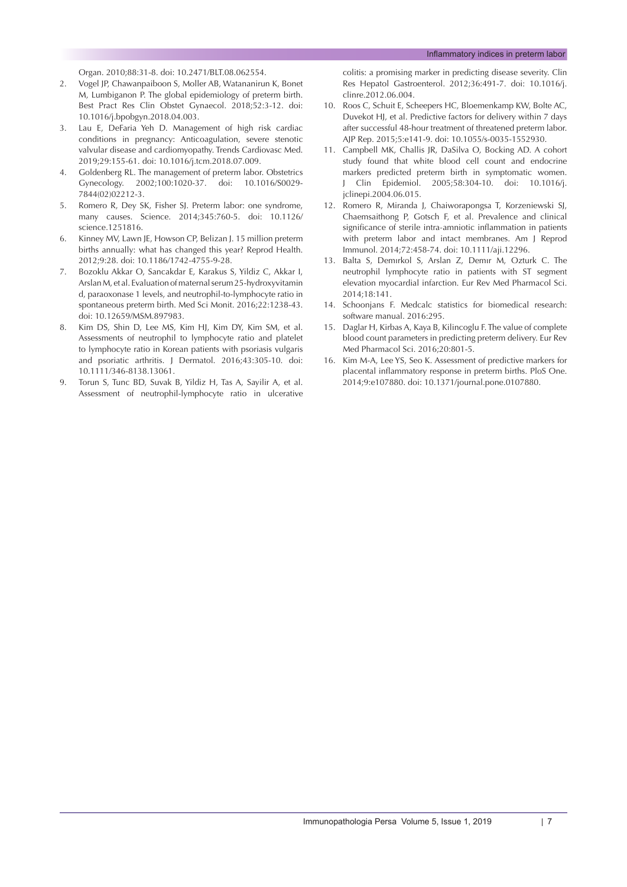Organ. 2010;88:31-8. doi: 10.2471/BLT.08.062554.

2. Vogel JP, Chawanpaiboon S, Moller AB, Watananirun K, Bonet M, Lumbiganon P. The global epidemiology of preterm birth. Best Pract Res Clin Obstet Gynaecol. 2018;52:3-12. doi: 10.1016/j.bpobgyn.2018.04.003.
3. Lau E, DeFaria Yeh D. Management of high risk cardiac conditions in pregnancy: Anticoagulation, severe stenotic valvular disease and cardiomyopathy. Trends Cardiovasc Med. 2019;29:155-61. doi: 10.1016/j.tcm.2018.07.009.
4. Goldenberg RL. The management of preterm labor. Obstetrics Gynecology. 2002;100:1020-37. doi: 10.1016/S0029-7844(02)02212-3.
5. Romero R, Dey SK, Fisher SJ. Preterm labor: one syndrome, many causes. Science. 2014;345:760-5. doi: 10.1126/science.1251816.
6. Kinney MV, Lawn JE, Howson CP, Belizan J. 15 million preterm births annually: what has changed this year? Reprod Health. 2012;9:28. doi: 10.1186/1742-4755-9-28.
7. Bozoklu Akkar O, Sancakdar E, Karakus S, Yildiz C, Akkar I, Arslan M, et al. Evaluation of maternal serum 25-hydroxyvitamin d, paraoxonase 1 levels, and neutrophil-to-lymphocyte ratio in spontaneous preterm birth. Med Sci Monit. 2016;22:1238-43. doi: 10.12659/MSM.897983.
8. Kim DS, Shin D, Lee MS, Kim HJ, Kim DY, Kim SM, et al. Assessments of neutrophil to lymphocyte ratio and platelet to lymphocyte ratio in Korean patients with psoriasis vulgaris and psoriatic arthritis. J Dermatol. 2016;43:305-10. doi: 10.1111/346-8138.13061.
9. Torun S, Tunc BD, Suvak B, Yildiz H, Tas A, Sayilir A, et al. Assessment of neutrophil-lymphocyte ratio in ulcerative colitis: a promising marker in predicting disease severity. Clin Res Hepatol Gastroenterol. 2012;36:491-7. doi: 10.1016/j.clinre.2012.06.004.
10. Roos C, Schuit E, Scheepers HC, Bloemenkamp KW, Bolte AC, Duvekot HJ, et al. Predictive factors for delivery within 7 days after successful 48-hour treatment of threatened preterm labor. AJP Rep. 2015;5:e141-9. doi: 10.1055/s-0035-1552930.
11. Campbell MK, Challis JR, DaSilva O, Bocking AD. A cohort study found that white blood cell count and endocrine markers predicted preterm birth in symptomatic women. J Clin Epidemiol. 2005;58:304-10. doi: 10.1016/j.jclinepi.2004.06.015.
12. Romero R, Miranda J, Chaiworapongsa T, Korzeniewski SJ, Chaemsaithong P, Gotsch F, et al. Prevalence and clinical significance of sterile intra-amniotic inflammation in patients with preterm labor and intact membranes. Am J Reprod Immunol. 2014;72:458-74. doi: 10.1111/aji.12296.
13. Balta S, Demırkol S, Arslan Z, Demır M, Ozturk C. The neutrophil lymphocyte ratio in patients with ST segment elevation myocardial infarction. Eur Rev Med Pharmacol Sci. 2014;18:141.
14. Schoonjans F. Medcalc statistics for biomedical research: software manual. 2016:295.
15. Daglar H, Kirbas A, Kaya B, Kilincoglu F. The value of complete blood count parameters in predicting preterm delivery. Eur Rev Med Pharmacol Sci. 2016;20:801-5.
16. Kim M-A, Lee YS, Seo K. Assessment of predictive markers for placental inflammatory response in preterm births. PloS One. 2014;9:e107880. doi: 10.1371/journal.pone.0107880.